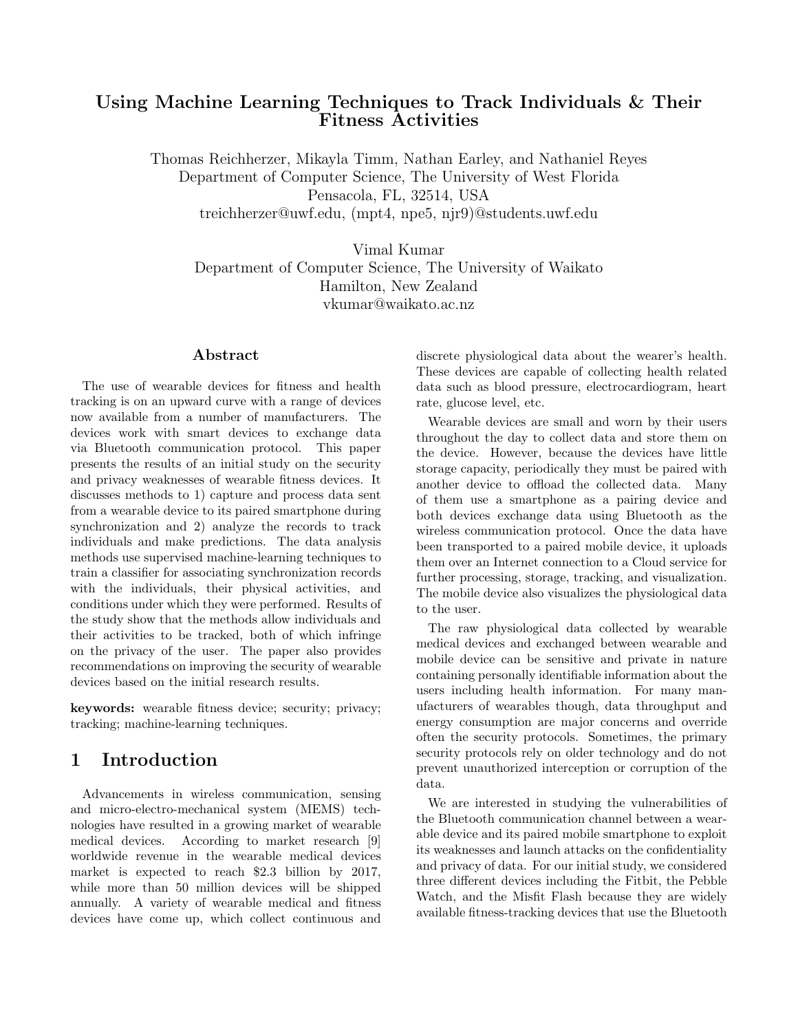# Using Machine Learning Techniques to Track Individuals & Their Fitness Activities

Thomas Reichherzer, Mikayla Timm, Nathan Earley, and Nathaniel Reyes
Department of Computer Science, The University of West Florida
Pensacola, FL, 32514, USA
treichherzer@uwf.edu, (mpt4, npe5, njr9)@students.uwf.edu

Vimal Kumar
Department of Computer Science, The University of Waikato
Hamilton, New Zealand
vkumar@waikato.ac.nz

## Abstract

The use of wearable devices for fitness and health tracking is on an upward curve with a range of devices now available from a number of manufacturers. The devices work with smart devices to exchange data via Bluetooth communication protocol. This paper presents the results of an initial study on the security and privacy weaknesses of wearable fitness devices. It discusses methods to 1) capture and process data sent from a wearable device to its paired smartphone during synchronization and 2) analyze the records to track individuals and make predictions. The data analysis methods use supervised machine-learning techniques to train a classifier for associating synchronization records with the individuals, their physical activities, and conditions under which they were performed. Results of the study show that the methods allow individuals and their activities to be tracked, both of which infringe on the privacy of the user. The paper also provides recommendations on improving the security of wearable devices based on the initial research results.

**keywords:** wearable fitness device; security; privacy; tracking; machine-learning techniques.

## 1 Introduction

Advancements in wireless communication, sensing and micro-electro-mechanical system (MEMS) technologies have resulted in a growing market of wearable medical devices. According to market research [9] worldwide revenue in the wearable medical devices market is expected to reach $2.3 billion by 2017, while more than 50 million devices will be shipped annually. A variety of wearable medical and fitness devices have come up, which collect continuous and discrete physiological data about the wearer's health. These devices are capable of collecting health related data such as blood pressure, electrocardiogram, heart rate, glucose level, etc.

Wearable devices are small and worn by their users throughout the day to collect data and store them on the device. However, because the devices have little storage capacity, periodically they must be paired with another device to offload the collected data. Many of them use a smartphone as a pairing device and both devices exchange data using Bluetooth as the wireless communication protocol. Once the data have been transported to a paired mobile device, it uploads them over an Internet connection to a Cloud service for further processing, storage, tracking, and visualization. The mobile device also visualizes the physiological data to the user.

The raw physiological data collected by wearable medical devices and exchanged between wearable and mobile device can be sensitive and private in nature containing personally identifiable information about the users including health information. For many manufacturers of wearables though, data throughput and energy consumption are major concerns and override often the security protocols. Sometimes, the primary security protocols rely on older technology and do not prevent unauthorized interception or corruption of the data.

We are interested in studying the vulnerabilities of the Bluetooth communication channel between a wearable device and its paired mobile smartphone to exploit its weaknesses and launch attacks on the confidentiality and privacy of data. For our initial study, we considered three different devices including the Fitbit, the Pebble Watch, and the Misfit Flash because they are widely available fitness-tracking devices that use the Bluetooth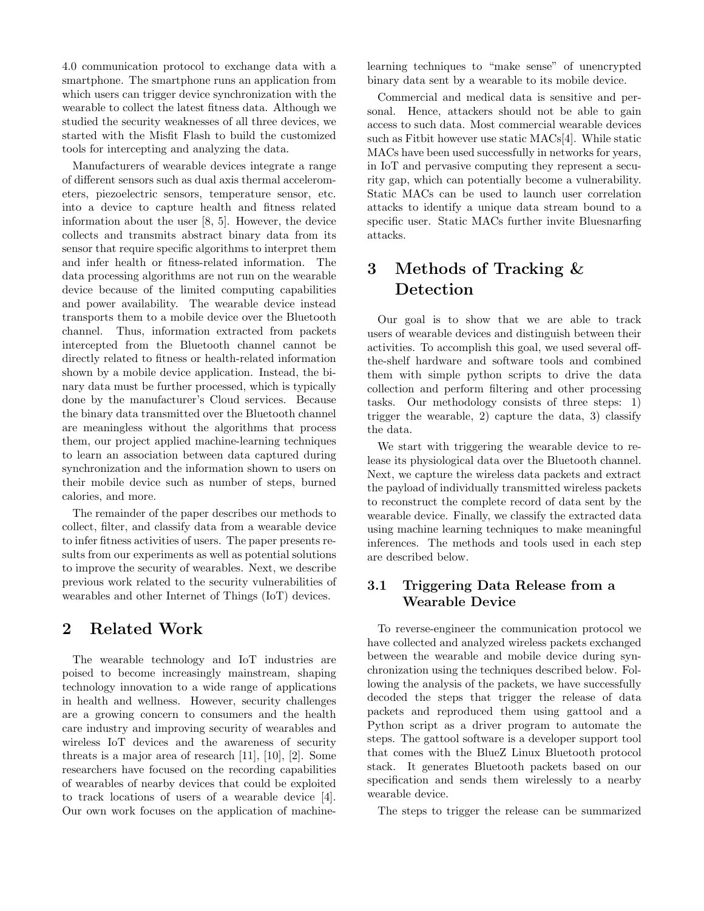4.0 communication protocol to exchange data with a smartphone. The smartphone runs an application from which users can trigger device synchronization with the wearable to collect the latest fitness data. Although we studied the security weaknesses of all three devices, we started with the Misfit Flash to build the customized tools for intercepting and analyzing the data.

Manufacturers of wearable devices integrate a range of different sensors such as dual axis thermal accelerometers, piezoelectric sensors, temperature sensor, etc. into a device to capture health and fitness related information about the user [8, 5]. However, the device collects and transmits abstract binary data from its sensor that require specific algorithms to interpret them and infer health or fitness-related information. The data processing algorithms are not run on the wearable device because of the limited computing capabilities and power availability. The wearable device instead transports them to a mobile device over the Bluetooth channel. Thus, information extracted from packets intercepted from the Bluetooth channel cannot be directly related to fitness or health-related information shown by a mobile device application. Instead, the binary data must be further processed, which is typically done by the manufacturer's Cloud services. Because the binary data transmitted over the Bluetooth channel are meaningless without the algorithms that process them, our project applied machine-learning techniques to learn an association between data captured during synchronization and the information shown to users on their mobile device such as number of steps, burned calories, and more.

The remainder of the paper describes our methods to collect, filter, and classify data from a wearable device to infer fitness activities of users. The paper presents results from our experiments as well as potential solutions to improve the security of wearables. Next, we describe previous work related to the security vulnerabilities of wearables and other Internet of Things (IoT) devices.

# 2 Related Work

The wearable technology and IoT industries are poised to become increasingly mainstream, shaping technology innovation to a wide range of applications in health and wellness. However, security challenges are a growing concern to consumers and the health care industry and improving security of wearables and wireless IoT devices and the awareness of security threats is a major area of research [11], [10], [2]. Some researchers have focused on the recording capabilities of wearables of nearby devices that could be exploited to track locations of users of a wearable device [4]. Our own work focuses on the application of machine-learning techniques to "make sense" of unencrypted binary data sent by a wearable to its mobile device.

Commercial and medical data is sensitive and personal. Hence, attackers should not be able to gain access to such data. Most commercial wearable devices such as Fitbit however use static MACs[4]. While static MACs have been used successfully in networks for years, in IoT and pervasive computing they represent a security gap, which can potentially become a vulnerability. Static MACs can be used to launch user correlation attacks to identify a unique data stream bound to a specific user. Static MACs further invite Bluesnarfing attacks.

# 3 Methods of Tracking & Detection

Our goal is to show that we are able to track users of wearable devices and distinguish between their activities. To accomplish this goal, we used several off-the-shelf hardware and software tools and combined them with simple python scripts to drive the data collection and perform filtering and other processing tasks. Our methodology consists of three steps: 1) trigger the wearable, 2) capture the data, 3) classify the data.

We start with triggering the wearable device to release its physiological data over the Bluetooth channel. Next, we capture the wireless data packets and extract the payload of individually transmitted wireless packets to reconstruct the complete record of data sent by the wearable device. Finally, we classify the extracted data using machine learning techniques to make meaningful inferences. The methods and tools used in each step are described below.

## 3.1 Triggering Data Release from a Wearable Device

To reverse-engineer the communication protocol we have collected and analyzed wireless packets exchanged between the wearable and mobile device during synchronization using the techniques described below. Following the analysis of the packets, we have successfully decoded the steps that trigger the release of data packets and reproduced them using gattool and a Python script as a driver program to automate the steps. The gattool software is a developer support tool that comes with the BlueZ Linux Bluetooth protocol stack. It generates Bluetooth packets based on our specification and sends them wirelessly to a nearby wearable device.

The steps to trigger the release can be summarized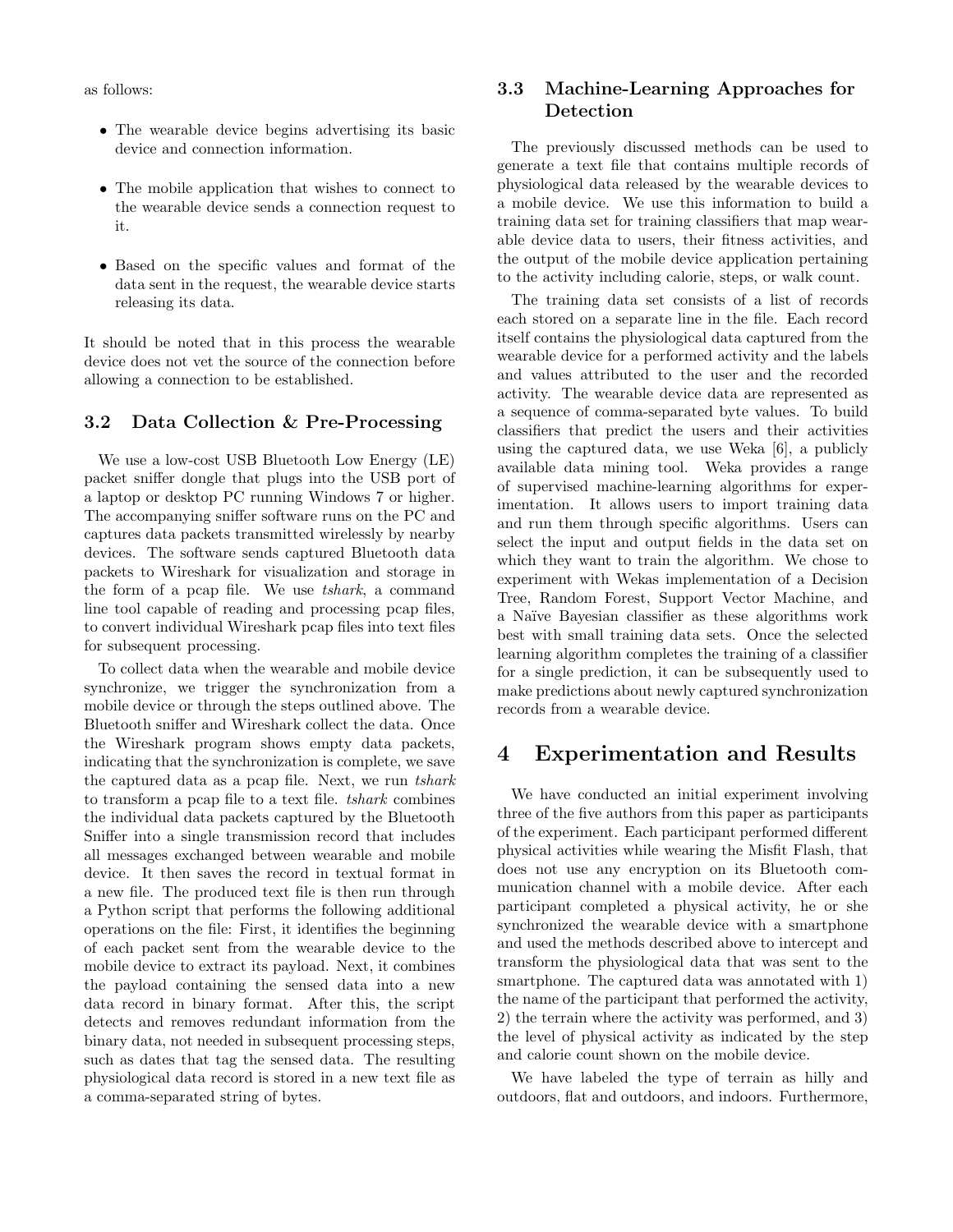as follows:

- The wearable device begins advertising its basic device and connection information.
- The mobile application that wishes to connect to the wearable device sends a connection request to it.
- Based on the specific values and format of the data sent in the request, the wearable device starts releasing its data.

It should be noted that in this process the wearable device does not vet the source of the connection before allowing a connection to be established.

### 3.2 Data Collection & Pre-Processing

We use a low-cost USB Bluetooth Low Energy (LE) packet sniffer dongle that plugs into the USB port of a laptop or desktop PC running Windows 7 or higher. The accompanying sniffer software runs on the PC and captures data packets transmitted wirelessly by nearby devices. The software sends captured Bluetooth data packets to Wireshark for visualization and storage in the form of a pcap file. We use *tshark*, a command line tool capable of reading and processing pcap files, to convert individual Wireshark pcap files into text files for subsequent processing.

To collect data when the wearable and mobile device synchronize, we trigger the synchronization from a mobile device or through the steps outlined above. The Bluetooth sniffer and Wireshark collect the data. Once the Wireshark program shows empty data packets, indicating that the synchronization is complete, we save the captured data as a pcap file. Next, we run *tshark* to transform a pcap file to a text file. *tshark* combines the individual data packets captured by the Bluetooth Sniffer into a single transmission record that includes all messages exchanged between wearable and mobile device. It then saves the record in textual format in a new file. The produced text file is then run through a Python script that performs the following additional operations on the file: First, it identifies the beginning of each packet sent from the wearable device to the mobile device to extract its payload. Next, it combines the payload containing the sensed data into a new data record in binary format. After this, the script detects and removes redundant information from the binary data, not needed in subsequent processing steps, such as dates that tag the sensed data. The resulting physiological data record is stored in a new text file as a comma-separated string of bytes.

### 3.3 Machine-Learning Approaches for Detection

The previously discussed methods can be used to generate a text file that contains multiple records of physiological data released by the wearable devices to a mobile device. We use this information to build a training data set for training classifiers that map wearable device data to users, their fitness activities, and the output of the mobile device application pertaining to the activity including calorie, steps, or walk count.

The training data set consists of a list of records each stored on a separate line in the file. Each record itself contains the physiological data captured from the wearable device for a performed activity and the labels and values attributed to the user and the recorded activity. The wearable device data are represented as a sequence of comma-separated byte values. To build classifiers that predict the users and their activities using the captured data, we use Weka [6], a publicly available data mining tool. Weka provides a range of supervised machine-learning algorithms for experimentation. It allows users to import training data and run them through specific algorithms. Users can select the input and output fields in the data set on which they want to train the algorithm. We chose to experiment with Wekas implementation of a Decision Tree, Random Forest, Support Vector Machine, and a Naïve Bayesian classifier as these algorithms work best with small training data sets. Once the selected learning algorithm completes the training of a classifier for a single prediction, it can be subsequently used to make predictions about newly captured synchronization records from a wearable device.

## 4 Experimentation and Results

We have conducted an initial experiment involving three of the five authors from this paper as participants of the experiment. Each participant performed different physical activities while wearing the Misfit Flash, that does not use any encryption on its Bluetooth communication channel with a mobile device. After each participant completed a physical activity, he or she synchronized the wearable device with a smartphone and used the methods described above to intercept and transform the physiological data that was sent to the smartphone. The captured data was annotated with 1) the name of the participant that performed the activity, 2) the terrain where the activity was performed, and 3) the level of physical activity as indicated by the step and calorie count shown on the mobile device.

We have labeled the type of terrain as hilly and outdoors, flat and outdoors, and indoors. Furthermore,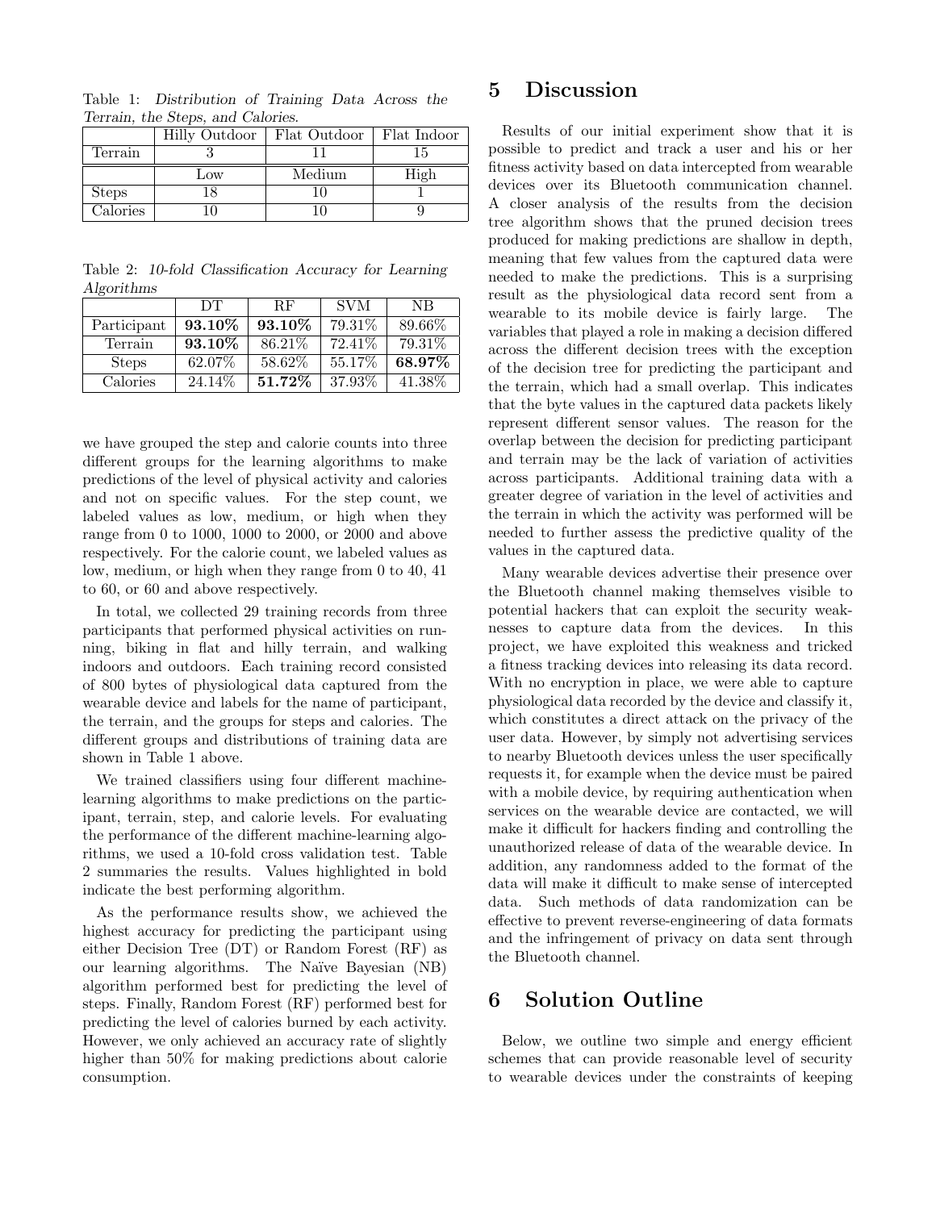Table 1: *Distribution of Training Data Across the Terrain, the Steps, and Calories.*

| | Hilly Outdoor | Flat Outdoor | Flat Indoor |
|---|---|---|---|
| Terrain | 3 | 11 | 15 |
| | Low | Medium | High |
| Steps | 18 | 10 | 1 |
| Calories | 10 | 10 | 9 |

Table 2: *10-fold Classification Accuracy for Learning Algorithms*

| | DT | RF | SVM | NB |
|---|---|---|---|---|
| Participant | **93.10%** | **93.10%** | 79.31% | 89.66% |
| Terrain | **93.10%** | 86.21% | 72.41% | 79.31% |
| Steps | 62.07% | 58.62% | 55.17% | **68.97%** |
| Calories | 24.14% | **51.72%** | 37.93% | 41.38% |

we have grouped the step and calorie counts into three different groups for the learning algorithms to make predictions of the level of physical activity and calories and not on specific values. For the step count, we labeled values as low, medium, or high when they range from 0 to 1000, 1000 to 2000, or 2000 and above respectively. For the calorie count, we labeled values as low, medium, or high when they range from 0 to 40, 41 to 60, or 60 and above respectively.

In total, we collected 29 training records from three participants that performed physical activities on running, biking in flat and hilly terrain, and walking indoors and outdoors. Each training record consisted of 800 bytes of physiological data captured from the wearable device and labels for the name of participant, the terrain, and the groups for steps and calories. The different groups and distributions of training data are shown in Table 1 above.

We trained classifiers using four different machine-learning algorithms to make predictions on the participant, terrain, step, and calorie levels. For evaluating the performance of the different machine-learning algorithms, we used a 10-fold cross validation test. Table 2 summaries the results. Values highlighted in bold indicate the best performing algorithm.

As the performance results show, we achieved the highest accuracy for predicting the participant using either Decision Tree (DT) or Random Forest (RF) as our learning algorithms. The Naïve Bayesian (NB) algorithm performed best for predicting the level of steps. Finally, Random Forest (RF) performed best for predicting the level of calories burned by each activity. However, we only achieved an accuracy rate of slightly higher than 50% for making predictions about calorie consumption.

# 5 Discussion

Results of our initial experiment show that it is possible to predict and track a user and his or her fitness activity based on data intercepted from wearable devices over its Bluetooth communication channel. A closer analysis of the results from the decision tree algorithm shows that the pruned decision trees produced for making predictions are shallow in depth, meaning that few values from the captured data were needed to make the predictions. This is a surprising result as the physiological data record sent from a wearable to its mobile device is fairly large. The variables that played a role in making a decision differed across the different decision trees with the exception of the decision tree for predicting the participant and the terrain, which had a small overlap. This indicates that the byte values in the captured data packets likely represent different sensor values. The reason for the overlap between the decision for predicting participant and terrain may be the lack of variation of activities across participants. Additional training data with a greater degree of variation in the level of activities and the terrain in which the activity was performed will be needed to further assess the predictive quality of the values in the captured data.

Many wearable devices advertise their presence over the Bluetooth channel making themselves visible to potential hackers that can exploit the security weaknesses to capture data from the devices. In this project, we have exploited this weakness and tricked a fitness tracking devices into releasing its data record. With no encryption in place, we were able to capture physiological data recorded by the device and classify it, which constitutes a direct attack on the privacy of the user data. However, by simply not advertising services to nearby Bluetooth devices unless the user specifically requests it, for example when the device must be paired with a mobile device, by requiring authentication when services on the wearable device are contacted, we will make it difficult for hackers finding and controlling the unauthorized release of data of the wearable device. In addition, any randomness added to the format of the data will make it difficult to make sense of intercepted data. Such methods of data randomization can be effective to prevent reverse-engineering of data formats and the infringement of privacy on data sent through the Bluetooth channel.

# 6 Solution Outline

Below, we outline two simple and energy efficient schemes that can provide reasonable level of security to wearable devices under the constraints of keeping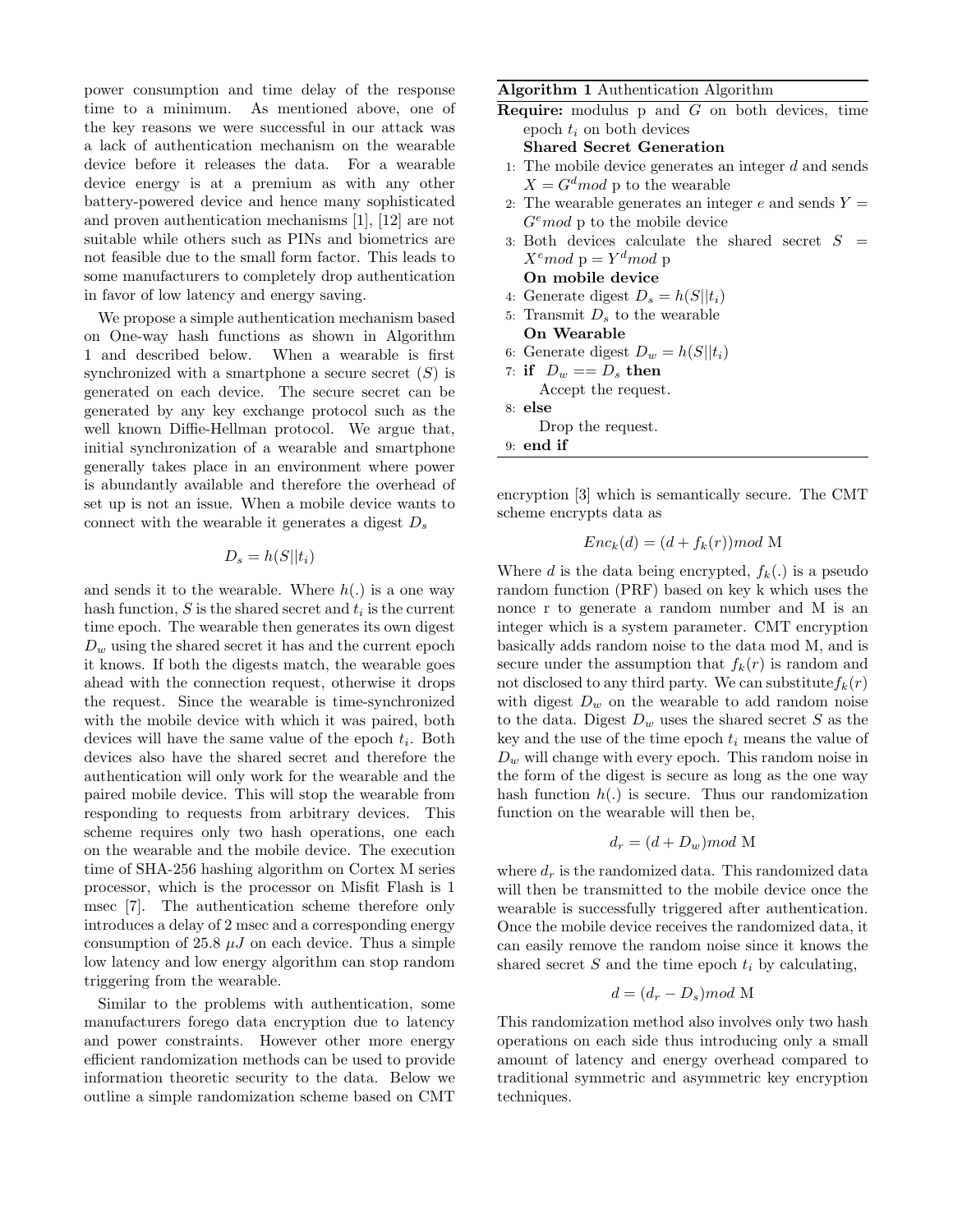power consumption and time delay of the response time to a minimum. As mentioned above, one of the key reasons we were successful in our attack was a lack of authentication mechanism on the wearable device before it releases the data. For a wearable device energy is at a premium as with any other battery-powered device and hence many sophisticated and proven authentication mechanisms [1], [12] are not suitable while others such as PINs and biometrics are not feasible due to the small form factor. This leads to some manufacturers to completely drop authentication in favor of low latency and energy saving.

We propose a simple authentication mechanism based on One-way hash functions as shown in Algorithm 1 and described below. When a wearable is first synchronized with a smartphone a secure secret ($S$) is generated on each device. The secure secret can be generated by any key exchange protocol such as the well known Diffie-Hellman protocol. We argue that, initial synchronization of a wearable and smartphone generally takes place in an environment where power is abundantly available and therefore the overhead of set up is not an issue. When a mobile device wants to connect with the wearable it generates a digest $D_s$

$$D_s = h(S||t_i)$$

and sends it to the wearable. Where $h(.)$ is a one way hash function, $S$ is the shared secret and $t_i$ is the current time epoch. The wearable then generates its own digest $D_w$ using the shared secret it has and the current epoch it knows. If both the digests match, the wearable goes ahead with the connection request, otherwise it drops the request. Since the wearable is time-synchronized with the mobile device with which it was paired, both devices will have the same value of the epoch $t_i$. Both devices also have the shared secret and therefore the authentication will only work for the wearable and the paired mobile device. This will stop the wearable from responding to requests from arbitrary devices. This scheme requires only two hash operations, one each on the wearable and the mobile device. The execution time of SHA-256 hashing algorithm on Cortex M series processor, which is the processor on Misfit Flash is 1 msec [7]. The authentication scheme therefore only introduces a delay of 2 msec and a corresponding energy consumption of 25.8 $\mu J$ on each device. Thus a simple low latency and low energy algorithm can stop random triggering from the wearable.

Similar to the problems with authentication, some manufacturers forego data encryption due to latency and power constraints. However other more energy efficient randomization methods can be used to provide information theoretic security to the data. Below we outline a simple randomization scheme based on CMT encryption [3] which is semantically secure. The CMT scheme encrypts data as

**Algorithm 1** Authentication Algorithm

**Require:** modulus p and $G$ on both devices, time epoch $t_i$ on both devices

**Shared Secret Generation**

1: The mobile device generates an integer $d$ and sends $X = G^d mod$ p to the wearable
2: The wearable generates an integer $e$ and sends $Y = G^e mod$ p to the mobile device
3: Both devices calculate the shared secret $S = X^e mod$ p $= Y^d mod$ p

**On mobile device**

4: Generate digest $D_s = h(S||t_i)$
5: Transmit $D_s$ to the wearable

**On Wearable**

6: Generate digest $D_w = h(S||t_i)$
7: **if** $D_w == D_s$ **then**
    Accept the request.
8: **else**
    Drop the request.
9: **end if**

$$Enc_k(d) = (d + f_k(r)) mod \text{ M}$$

Where $d$ is the data being encrypted, $f_k(.)$ is a pseudo random function (PRF) based on key k which uses the nonce r to generate a random number and M is an integer which is a system parameter. CMT encryption basically adds random noise to the data mod M, and is secure under the assumption that $f_k(r)$ is random and not disclosed to any third party. We can substitute $f_k(r)$ with digest $D_w$ on the wearable to add random noise to the data. Digest $D_w$ uses the shared secret $S$ as the key and the use of the time epoch $t_i$ means the value of $D_w$ will change with every epoch. This random noise in the form of the digest is secure as long as the one way hash function $h(.)$ is secure. Thus our randomization function on the wearable will then be,

$$d_r = (d + D_w) mod \text{ M}$$

where $d_r$ is the randomized data. This randomized data will then be transmitted to the mobile device once the wearable is successfully triggered after authentication. Once the mobile device receives the randomized data, it can easily remove the random noise since it knows the shared secret $S$ and the time epoch $t_i$ by calculating,

$$d = (d_r - D_s) mod \text{ M}$$

This randomization method also involves only two hash operations on each side thus introducing only a small amount of latency and energy overhead compared to traditional symmetric and asymmetric key encryption techniques.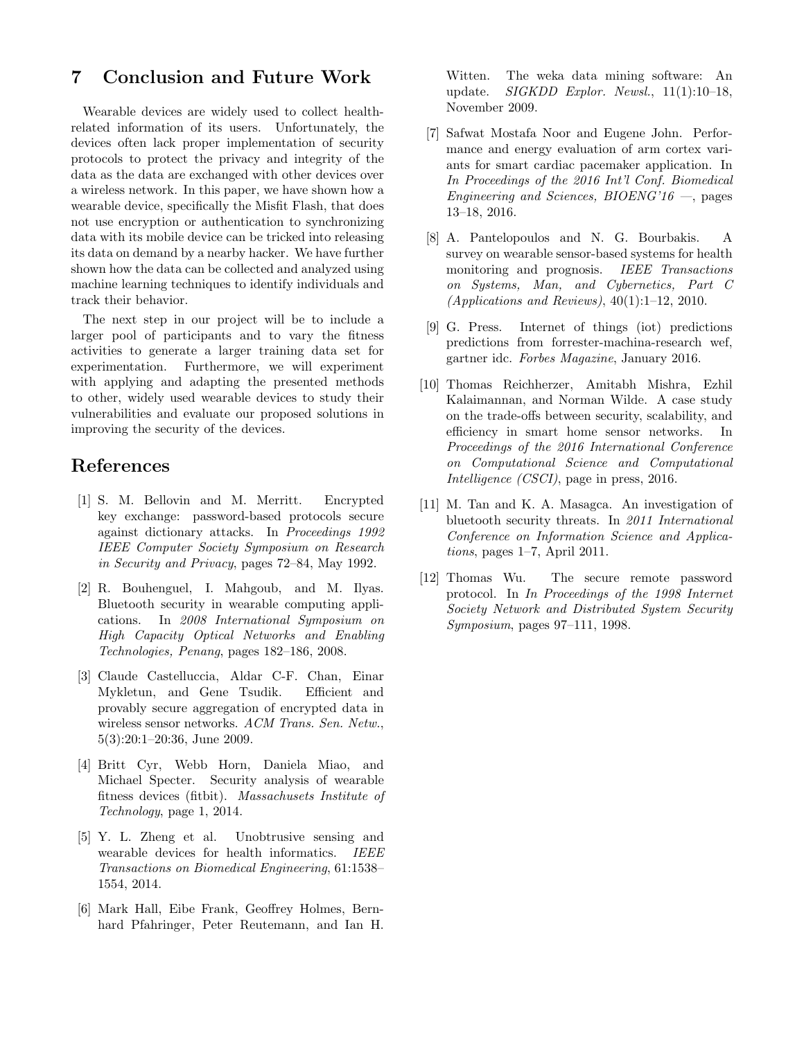## 7 Conclusion and Future Work

Wearable devices are widely used to collect health-related information of its users. Unfortunately, the devices often lack proper implementation of security protocols to protect the privacy and integrity of the data as the data are exchanged with other devices over a wireless network. In this paper, we have shown how a wearable device, specifically the Misfit Flash, that does not use encryption or authentication to synchronizing data with its mobile device can be tricked into releasing its data on demand by a nearby hacker. We have further shown how the data can be collected and analyzed using machine learning techniques to identify individuals and track their behavior.

The next step in our project will be to include a larger pool of participants and to vary the fitness activities to generate a larger training data set for experimentation. Furthermore, we will experiment with applying and adapting the presented methods to other, widely used wearable devices to study their vulnerabilities and evaluate our proposed solutions in improving the security of the devices.

## References

[1] S. M. Bellovin and M. Merritt. Encrypted key exchange: password-based protocols secure against dictionary attacks. In *Proceedings 1992 IEEE Computer Society Symposium on Research in Security and Privacy*, pages 72–84, May 1992.

[2] R. Bouhenguel, I. Mahgoub, and M. Ilyas. Bluetooth security in wearable computing applications. In *2008 International Symposium on High Capacity Optical Networks and Enabling Technologies, Penang*, pages 182–186, 2008.

[3] Claude Castelluccia, Aldar C-F. Chan, Einar Mykletun, and Gene Tsudik. Efficient and provably secure aggregation of encrypted data in wireless sensor networks. *ACM Trans. Sen. Netw.*, 5(3):20:1–20:36, June 2009.

[4] Britt Cyr, Webb Horn, Daniela Miao, and Michael Specter. Security analysis of wearable fitness devices (fitbit). *Massachusets Institute of Technology*, page 1, 2014.

[5] Y. L. Zheng et al. Unobtrusive sensing and wearable devices for health informatics. *IEEE Transactions on Biomedical Engineering*, 61:1538–1554, 2014.

[6] Mark Hall, Eibe Frank, Geoffrey Holmes, Bernhard Pfahringer, Peter Reutemann, and Ian H. Witten. The weka data mining software: An update. *SIGKDD Explor. Newsl.*, 11(1):10–18, November 2009.

[7] Safwat Mostafa Noor and Eugene John. Performance and energy evaluation of arm cortex variants for smart cardiac pacemaker application. In *In Proceedings of the 2016 Int'l Conf. Biomedical Engineering and Sciences, BIOENG'16 —*, pages 13–18, 2016.

[8] A. Pantelopoulos and N. G. Bourbakis. A survey on wearable sensor-based systems for health monitoring and prognosis. *IEEE Transactions on Systems, Man, and Cybernetics, Part C (Applications and Reviews)*, 40(1):1–12, 2010.

[9] G. Press. Internet of things (iot) predictions predictions from forrester-machina-research wef, gartner idc. *Forbes Magazine*, January 2016.

[10] Thomas Reichherzer, Amitabh Mishra, Ezhil Kalaimannan, and Norman Wilde. A case study on the trade-offs between security, scalability, and efficiency in smart home sensor networks. In *Proceedings of the 2016 International Conference on Computational Science and Computational Intelligence (CSCI)*, page in press, 2016.

[11] M. Tan and K. A. Masagca. An investigation of bluetooth security threats. In *2011 International Conference on Information Science and Applications*, pages 1–7, April 2011.

[12] Thomas Wu. The secure remote password protocol. In *In Proceedings of the 1998 Internet Society Network and Distributed System Security Symposium*, pages 97–111, 1998.